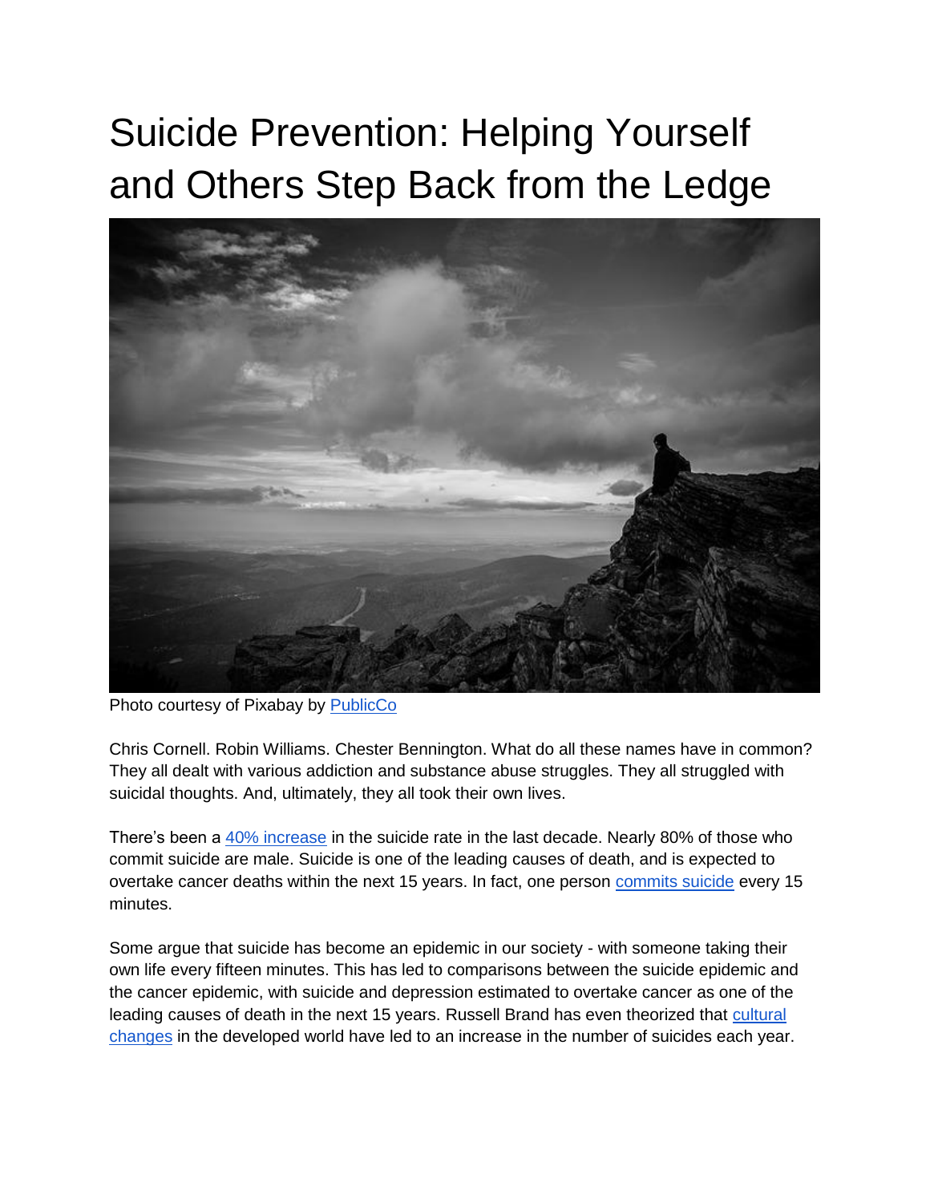# Suicide Prevention: Helping Yourself and Others Step Back from the Ledge

Photo courtesy of Pixabay by PublicCo

Chris Cornell. Robin Williams. Chester Bennington. What do all these names have in common? They all dealt with various addiction and substance abuse struggles. They all struggled with suicidal thoughts. And, ultimately, they all took their own lives.

There's been a 40% increase in the suicide rate in the last decade. Nearly 80% of those who commit suicide are male. Suicide is one of the leading causes of death, and is expected to overtake cancer deaths within the next 15 years. In fact, one person commits suicide every 15 minutes.

Some argue that suicide has become an epidemic in our society - with someone taking their own life every fifteen minutes. This has led to comparisons between the suicide epidemic and the cancer epidemic, with suicide and depression estimated to overtake cancer as one of the leading causes of death in the next 15 years. Russell Brand has even theorized that cultural changes in the developed world have led to an increase in the number of suicides each year.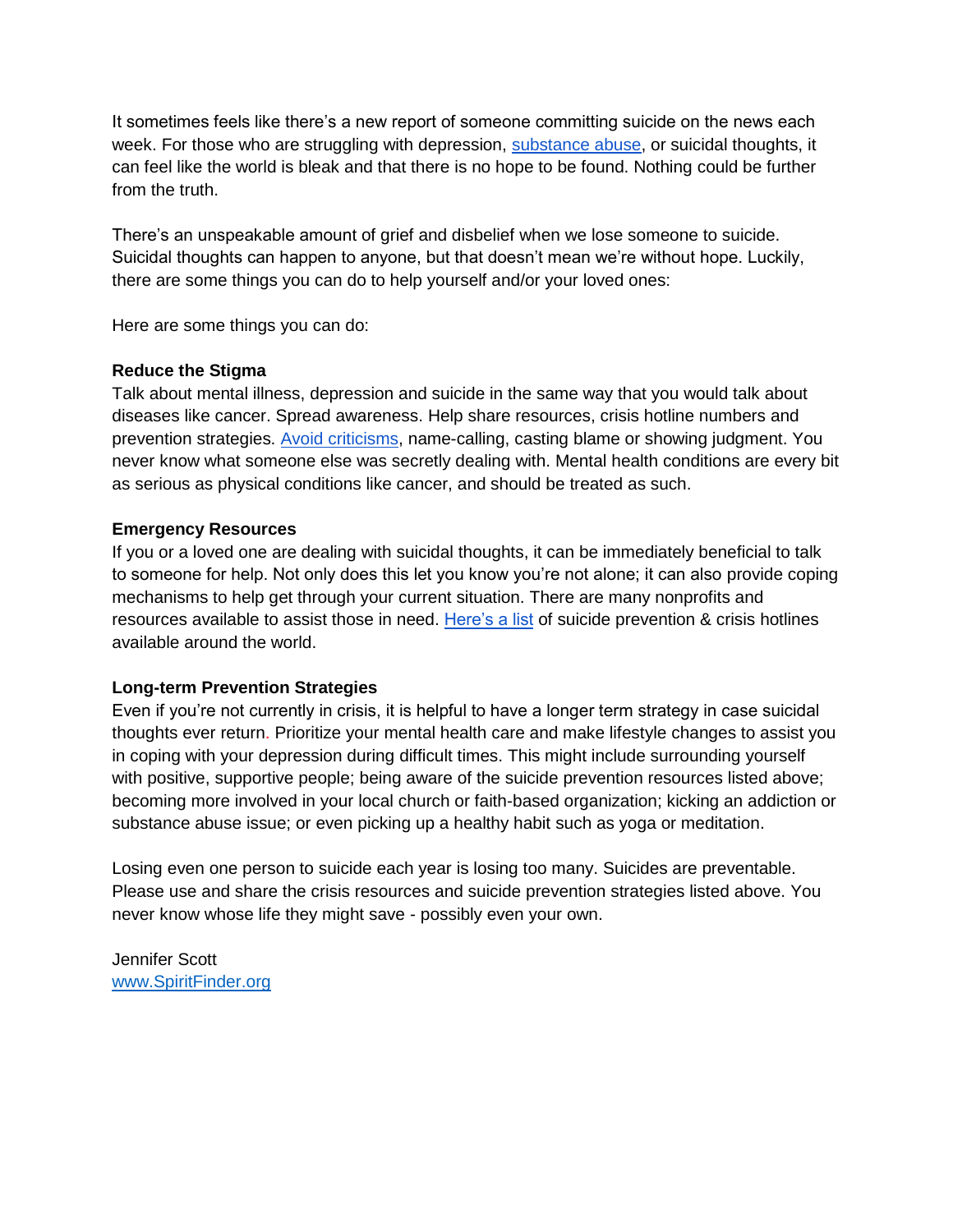It sometimes feels like there's a new report of someone committing suicide on the news each week. For those who are struggling with depression, substance abuse, or suicidal thoughts, it can feel like the world is bleak and that there is no hope to be found. Nothing could be further from the truth.

There's an unspeakable amount of grief and disbelief when we lose someone to suicide. Suicidal thoughts can happen to anyone, but that doesn't mean we're without hope. Luckily, there are some things you can do to help yourself and/or your loved ones:

Here are some things you can do:

**Reduce the Stigma**
Talk about mental illness, depression and suicide in the same way that you would talk about diseases like cancer. Spread awareness. Help share resources, crisis hotline numbers and prevention strategies. Avoid criticisms, name-calling, casting blame or showing judgment. You never know what someone else was secretly dealing with. Mental health conditions are every bit as serious as physical conditions like cancer, and should be treated as such.

**Emergency Resources**
If you or a loved one are dealing with suicidal thoughts, it can be immediately beneficial to talk to someone for help. Not only does this let you know you're not alone; it can also provide coping mechanisms to help get through your current situation. There are many nonprofits and resources available to assist those in need. Here's a list of suicide prevention & crisis hotlines available around the world.

**Long-term Prevention Strategies**
Even if you're not currently in crisis, it is helpful to have a longer term strategy in case suicidal thoughts ever return. Prioritize your mental health care and make lifestyle changes to assist you in coping with your depression during difficult times. This might include surrounding yourself with positive, supportive people; being aware of the suicide prevention resources listed above; becoming more involved in your local church or faith-based organization; kicking an addiction or substance abuse issue; or even picking up a healthy habit such as yoga or meditation.

Losing even one person to suicide each year is losing too many. Suicides are preventable. Please use and share the crisis resources and suicide prevention strategies listed above. You never know whose life they might save - possibly even your own.

Jennifer Scott
www.SpiritFinder.org